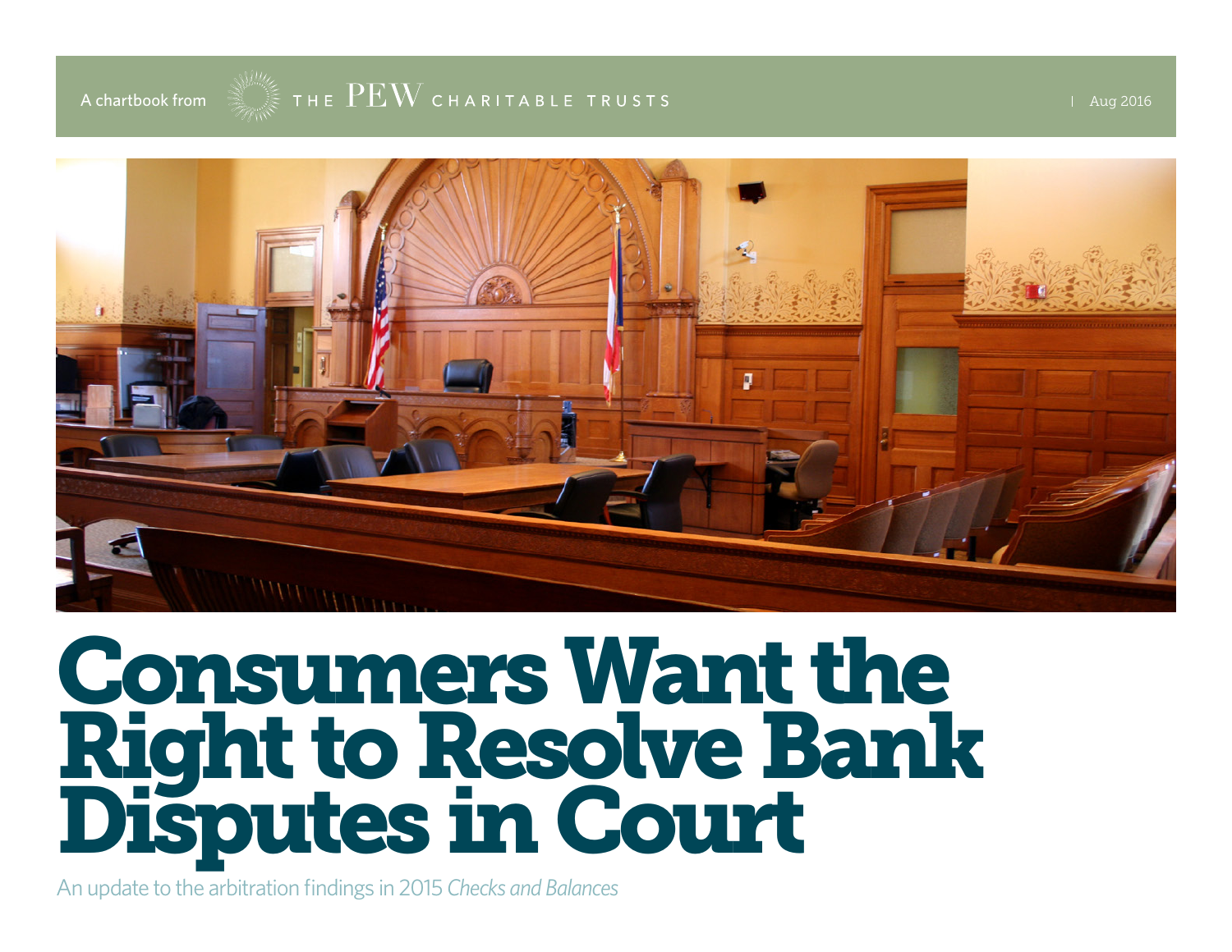A chartbook from THE PEW CHARITABLE TRUSTS | Aug 2016

# Consumers Want the Right to Resolve Bank Disputes in Court

An update to the arbitration findings in 2015 *Checks and Balances*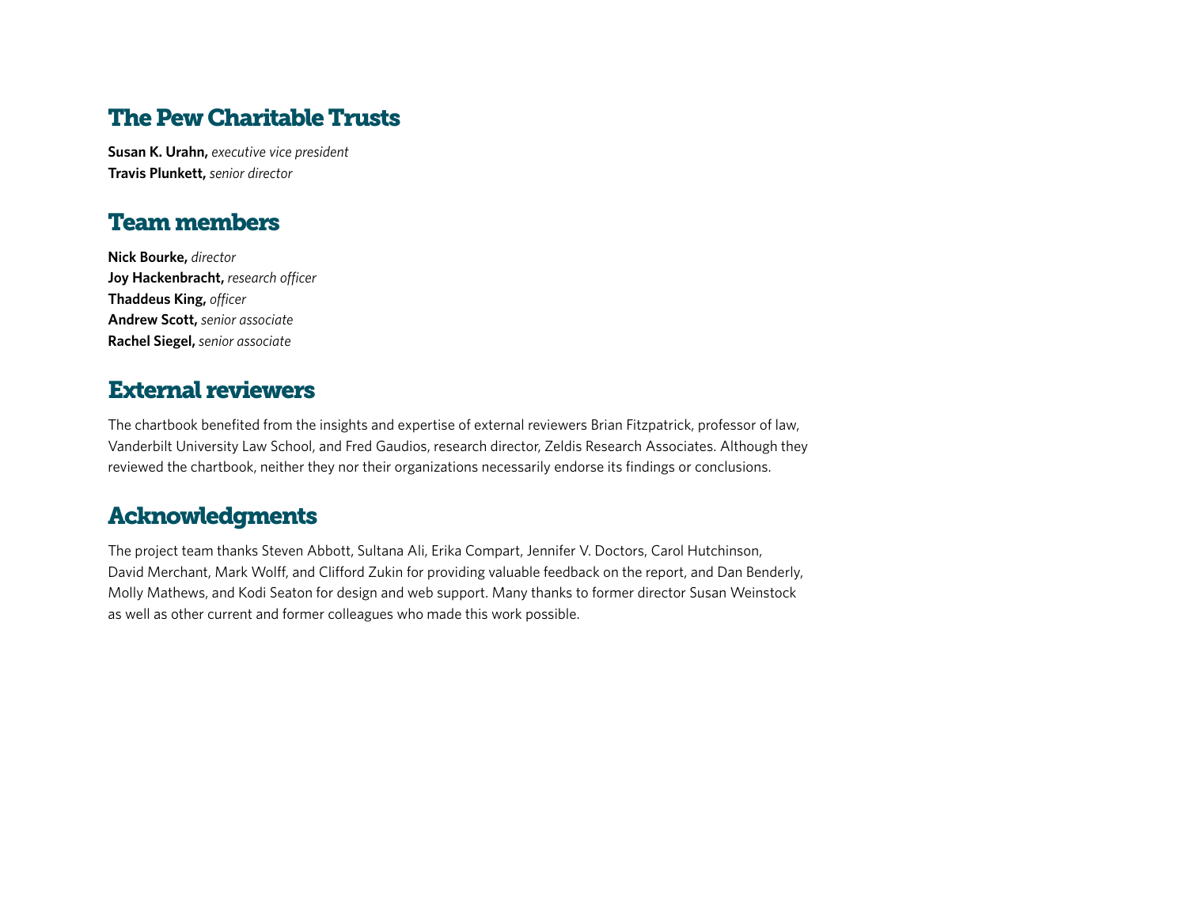## The Pew Charitable Trusts

**Susan K. Urahn,** *executive vice president*
**Travis Plunkett,** *senior director*

## Team members

**Nick Bourke,** *director*
**Joy Hackenbracht,** *research officer*
**Thaddeus King,** *officer*
**Andrew Scott,** *senior associate*
**Rachel Siegel,** *senior associate*

## External reviewers

The chartbook benefited from the insights and expertise of external reviewers Brian Fitzpatrick, professor of law, Vanderbilt University Law School, and Fred Gaudios, research director, Zeldis Research Associates. Although they reviewed the chartbook, neither they nor their organizations necessarily endorse its findings or conclusions.

## Acknowledgments

The project team thanks Steven Abbott, Sultana Ali, Erika Compart, Jennifer V. Doctors, Carol Hutchinson, David Merchant, Mark Wolff, and Clifford Zukin for providing valuable feedback on the report, and Dan Benderly, Molly Mathews, and Kodi Seaton for design and web support. Many thanks to former director Susan Weinstock as well as other current and former colleagues who made this work possible.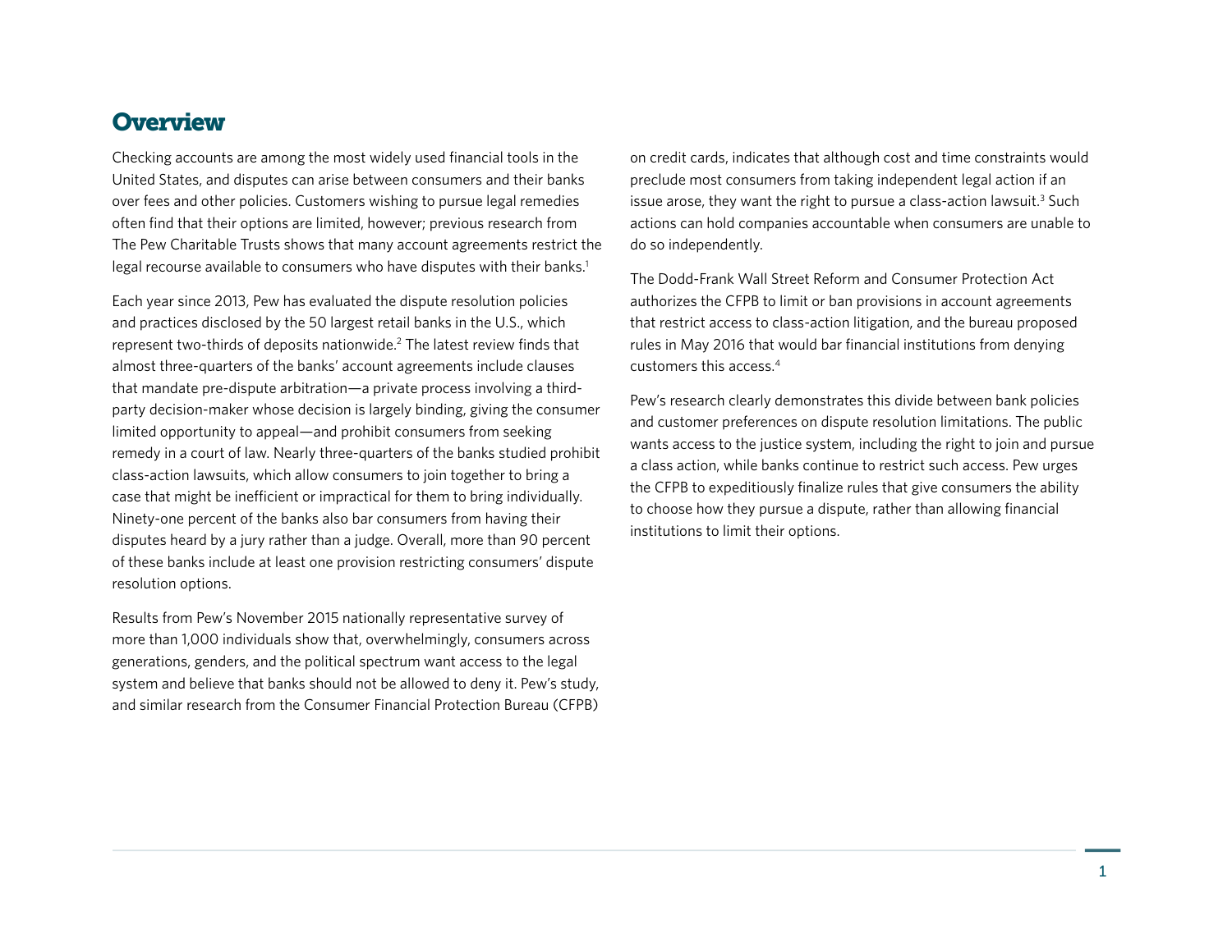# Overview

Checking accounts are among the most widely used financial tools in the United States, and disputes can arise between consumers and their banks over fees and other policies. Customers wishing to pursue legal remedies often find that their options are limited, however; previous research from The Pew Charitable Trusts shows that many account agreements restrict the legal recourse available to consumers who have disputes with their banks.[1]

Each year since 2013, Pew has evaluated the dispute resolution policies and practices disclosed by the 50 largest retail banks in the U.S., which represent two-thirds of deposits nationwide.[2] The latest review finds that almost three-quarters of the banks' account agreements include clauses that mandate pre-dispute arbitration—a private process involving a third-party decision-maker whose decision is largely binding, giving the consumer limited opportunity to appeal—and prohibit consumers from seeking remedy in a court of law. Nearly three-quarters of the banks studied prohibit class-action lawsuits, which allow consumers to join together to bring a case that might be inefficient or impractical for them to bring individually. Ninety-one percent of the banks also bar consumers from having their disputes heard by a jury rather than a judge. Overall, more than 90 percent of these banks include at least one provision restricting consumers' dispute resolution options.

Results from Pew's November 2015 nationally representative survey of more than 1,000 individuals show that, overwhelmingly, consumers across generations, genders, and the political spectrum want access to the legal system and believe that banks should not be allowed to deny it. Pew's study, and similar research from the Consumer Financial Protection Bureau (CFPB) on credit cards, indicates that although cost and time constraints would preclude most consumers from taking independent legal action if an issue arose, they want the right to pursue a class-action lawsuit.[3] Such actions can hold companies accountable when consumers are unable to do so independently.

The Dodd-Frank Wall Street Reform and Consumer Protection Act authorizes the CFPB to limit or ban provisions in account agreements that restrict access to class-action litigation, and the bureau proposed rules in May 2016 that would bar financial institutions from denying customers this access.[4]

Pew's research clearly demonstrates this divide between bank policies and customer preferences on dispute resolution limitations. The public wants access to the justice system, including the right to join and pursue a class action, while banks continue to restrict such access. Pew urges the CFPB to expeditiously finalize rules that give consumers the ability to choose how they pursue a dispute, rather than allowing financial institutions to limit their options.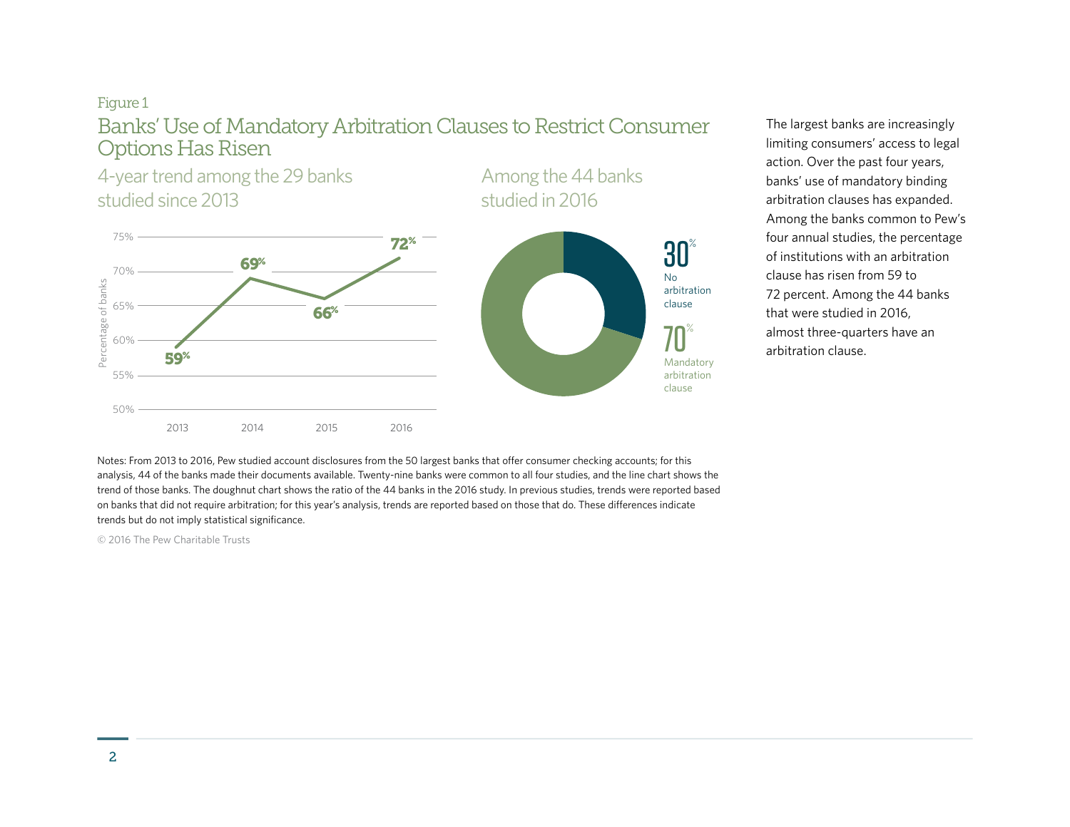Figure 1

## Banks' Use of Mandatory Arbitration Clauses to Restrict Consumer Options Has Risen

### 4-year trend among the 29 banks studied since 2013

| Year | Percentage of banks |
| --- | --- |
| 2013 | 59% |
| 2014 | 69% |
| 2015 | 66% |
| 2016 | 72% |

### Among the 44 banks studied in 2016

30% No arbitration clause

70% Mandatory arbitration clause

Notes: From 2013 to 2016, Pew studied account disclosures from the 50 largest banks that offer consumer checking accounts; for this analysis, 44 of the banks made their documents available. Twenty-nine banks were common to all four studies, and the line chart shows the trend of those banks. The doughnut chart shows the ratio of the 44 banks in the 2016 study. In previous studies, trends were reported based on banks that did not require arbitration; for this year's analysis, trends are reported based on those that do. These differences indicate trends but do not imply statistical significance.

© 2016 The Pew Charitable Trusts

The largest banks are increasingly limiting consumers' access to legal action. Over the past four years, banks' use of mandatory binding arbitration clauses has expanded. Among the banks common to Pew's four annual studies, the percentage of institutions with an arbitration clause has risen from 59 to 72 percent. Among the 44 banks that were studied in 2016, almost three-quarters have an arbitration clause.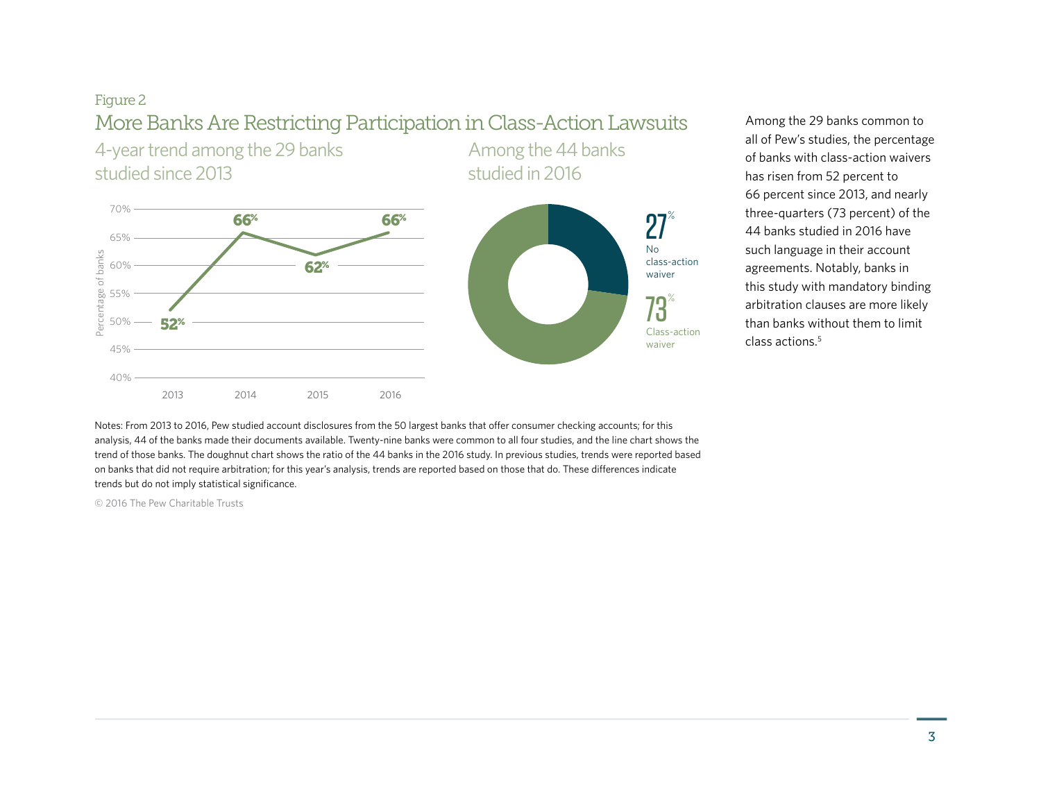Figure 2

## More Banks Are Restricting Participation in Class-Action Lawsuits

### 4-year trend among the 29 banks studied since 2013

| Year | Percentage of banks |
|---|---|
| 2013 | 52% |
| 2014 | 66% |
| 2015 | 62% |
| 2016 | 66% |

### Among the 44 banks studied in 2016

| | Percentage |
|---|---|
| No class-action waiver | 27% |
| Class-action waiver | 73% |

Notes: From 2013 to 2016, Pew studied account disclosures from the 50 largest banks that offer consumer checking accounts; for this analysis, 44 of the banks made their documents available. Twenty-nine banks were common to all four studies, and the line chart shows the trend of those banks. The doughnut chart shows the ratio of the 44 banks in the 2016 study. In previous studies, trends were reported based on banks that did not require arbitration; for this year's analysis, trends are reported based on those that do. These differences indicate trends but do not imply statistical significance.

© 2016 The Pew Charitable Trusts

Among the 29 banks common to all of Pew's studies, the percentage of banks with class-action waivers has risen from 52 percent to 66 percent since 2013, and nearly three-quarters (73 percent) of the 44 banks studied in 2016 have such language in their account agreements. Notably, banks in this study with mandatory binding arbitration clauses are more likely than banks without them to limit class actions.[5]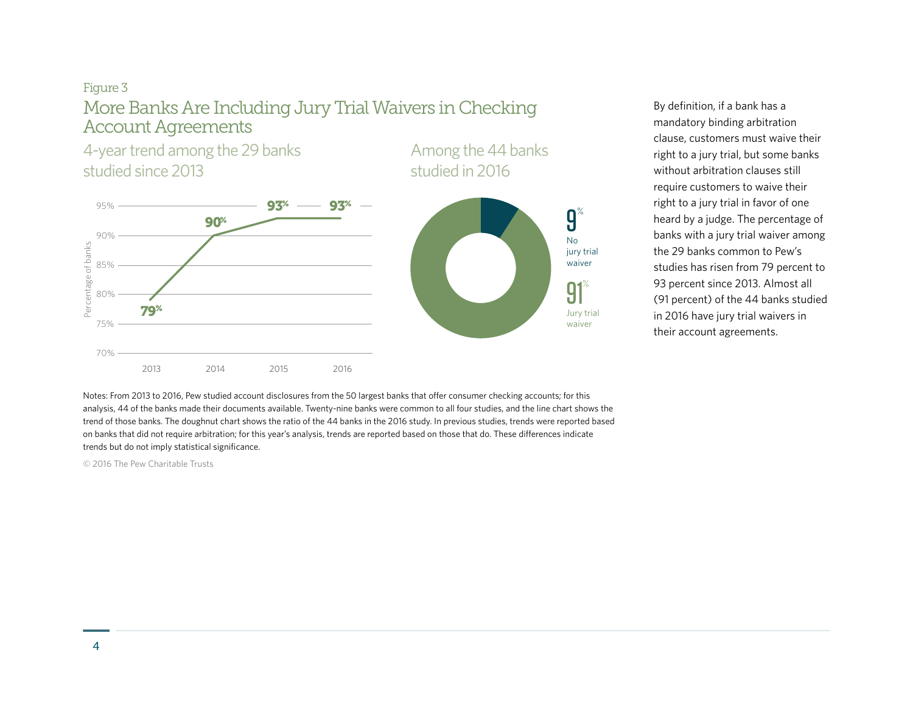Figure 3

## More Banks Are Including Jury Trial Waivers in Checking Account Agreements

4-year trend among the 29 banks studied since 2013

| Year | Percentage of banks |
|---|---|
| 2013 | 79% |
| 2014 | 90% |
| 2015 | 93% |
| 2016 | 93% |

Among the 44 banks studied in 2016

| | |
|---|---|
| 9% | No jury trial waiver |
| 91% | Jury trial waiver |

Notes: From 2013 to 2016, Pew studied account disclosures from the 50 largest banks that offer consumer checking accounts; for this analysis, 44 of the banks made their documents available. Twenty-nine banks were common to all four studies, and the line chart shows the trend of those banks. The doughnut chart shows the ratio of the 44 banks in the 2016 study. In previous studies, trends were reported based on banks that did not require arbitration; for this year's analysis, trends are reported based on those that do. These differences indicate trends but do not imply statistical significance.

© 2016 The Pew Charitable Trusts

By definition, if a bank has a mandatory binding arbitration clause, customers must waive their right to a jury trial, but some banks without arbitration clauses still require customers to waive their right to a jury trial in favor of one heard by a judge. The percentage of banks with a jury trial waiver among the 29 banks common to Pew's studies has risen from 79 percent to 93 percent since 2013. Almost all (91 percent) of the 44 banks studied in 2016 have jury trial waivers in their account agreements.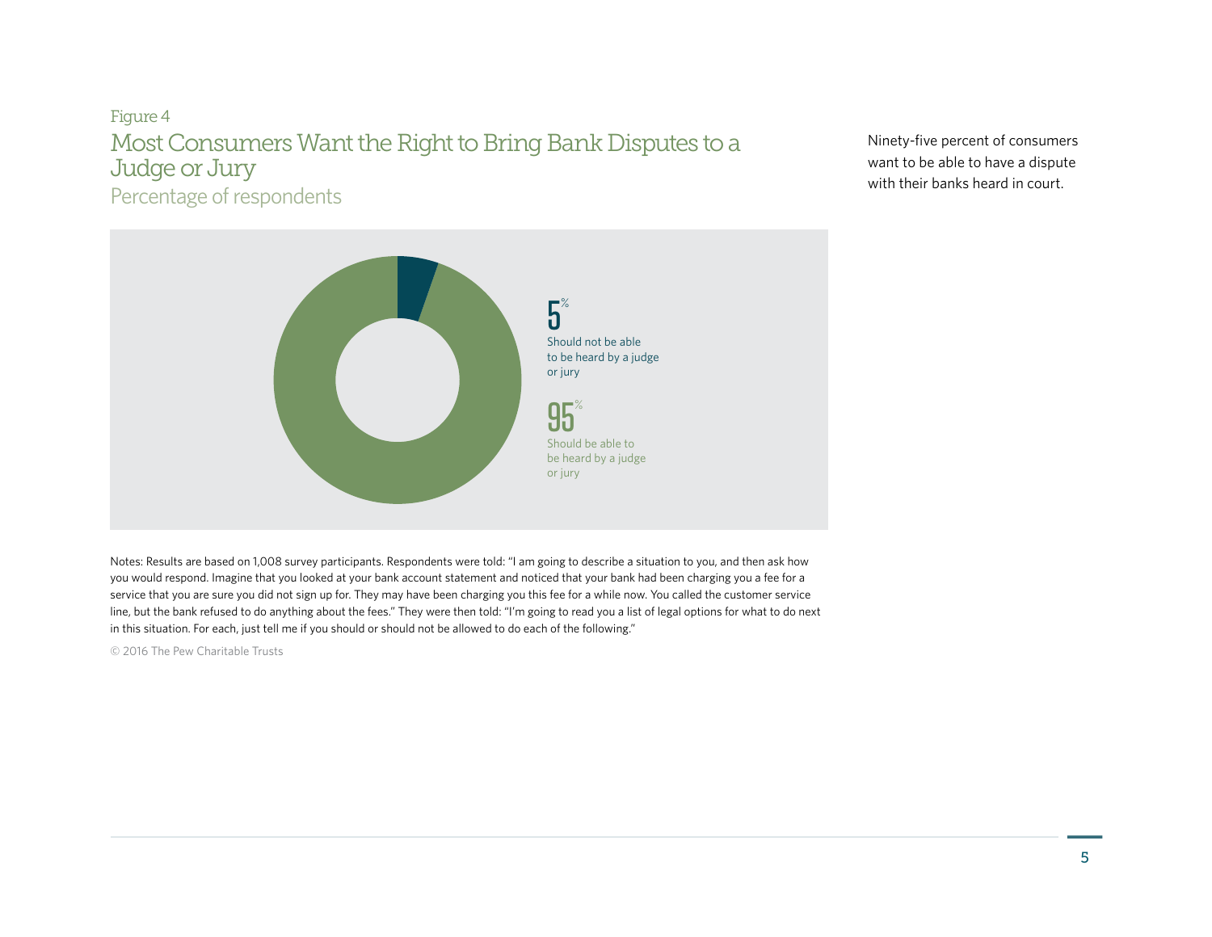Figure 4

## Most Consumers Want the Right to Bring Bank Disputes to a Judge or Jury

Percentage of respondents

5%
Should not be able to be heard by a judge or jury

95%
Should be able to be heard by a judge or jury

Notes: Results are based on 1,008 survey participants. Respondents were told: "I am going to describe a situation to you, and then ask how you would respond. Imagine that you looked at your bank account statement and noticed that your bank had been charging you a fee for a service that you are sure you did not sign up for. They may have been charging you this fee for a while now. You called the customer service line, but the bank refused to do anything about the fees." They were then told: "I'm going to read you a list of legal options for what to do next in this situation. For each, just tell me if you should or should not be allowed to do each of the following."

© 2016 The Pew Charitable Trusts

Ninety-five percent of consumers want to be able to have a dispute with their banks heard in court.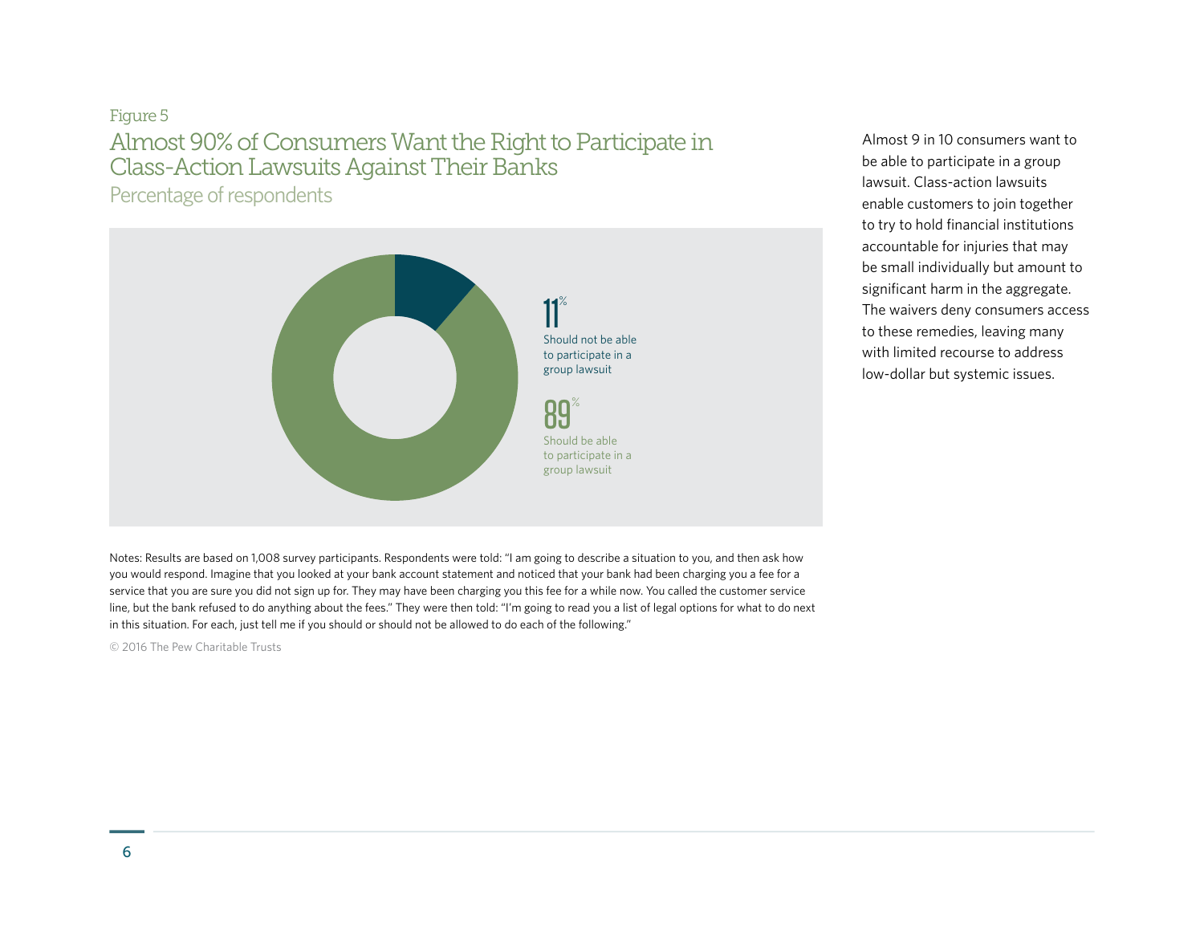Figure 5

## Almost 90% of Consumers Want the Right to Participate in Class-Action Lawsuits Against Their Banks

Percentage of respondents

11% Should not be able to participate in a group lawsuit

89% Should be able to participate in a group lawsuit

Notes: Results are based on 1,008 survey participants. Respondents were told: "I am going to describe a situation to you, and then ask how you would respond. Imagine that you looked at your bank account statement and noticed that your bank had been charging you a fee for a service that you are sure you did not sign up for. They may have been charging you this fee for a while now. You called the customer service line, but the bank refused to do anything about the fees." They were then told: "I'm going to read you a list of legal options for what to do next in this situation. For each, just tell me if you should or should not be allowed to do each of the following."

© 2016 The Pew Charitable Trusts

Almost 9 in 10 consumers want to be able to participate in a group lawsuit. Class-action lawsuits enable customers to join together to try to hold financial institutions accountable for injuries that may be small individually but amount to significant harm in the aggregate. The waivers deny consumers access to these remedies, leaving many with limited recourse to address low-dollar but systemic issues.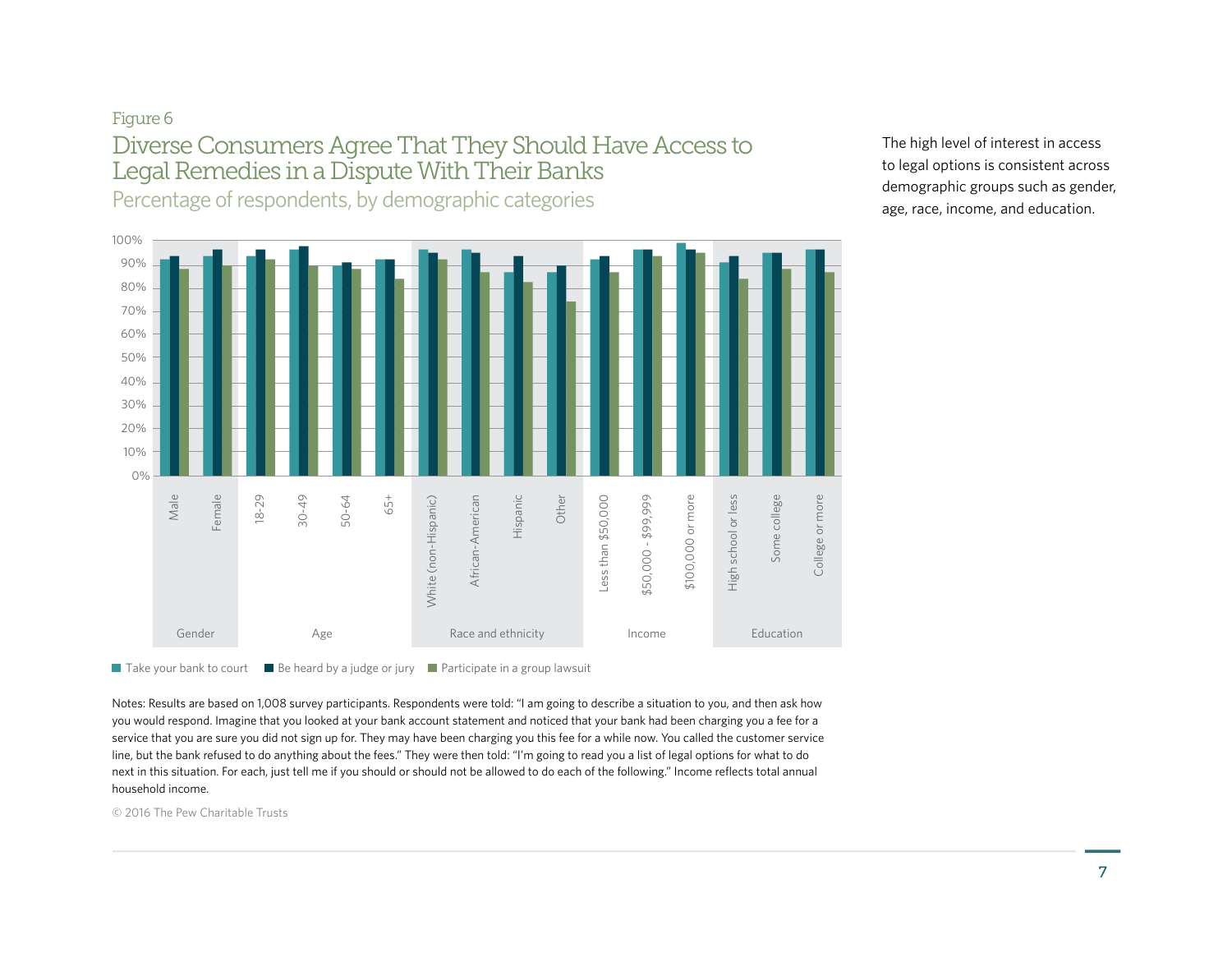Figure 6

## Diverse Consumers Agree That They Should Have Access to Legal Remedies in a Dispute With Their Banks

Percentage of respondents, by demographic categories

Take your bank to court | Be heard by a judge or jury | Participate in a group lawsuit

Notes: Results are based on 1,008 survey participants. Respondents were told: "I am going to describe a situation to you, and then ask how you would respond. Imagine that you looked at your bank account statement and noticed that your bank had been charging you a fee for a service that you are sure you did not sign up for. They may have been charging you this fee for a while now. You called the customer service line, but the bank refused to do anything about the fees." They were then told: "I'm going to read you a list of legal options for what to do next in this situation. For each, just tell me if you should or should not be allowed to do each of the following." Income reflects total annual household income.

© 2016 The Pew Charitable Trusts

The high level of interest in access to legal options is consistent across demographic groups such as gender, age, race, income, and education.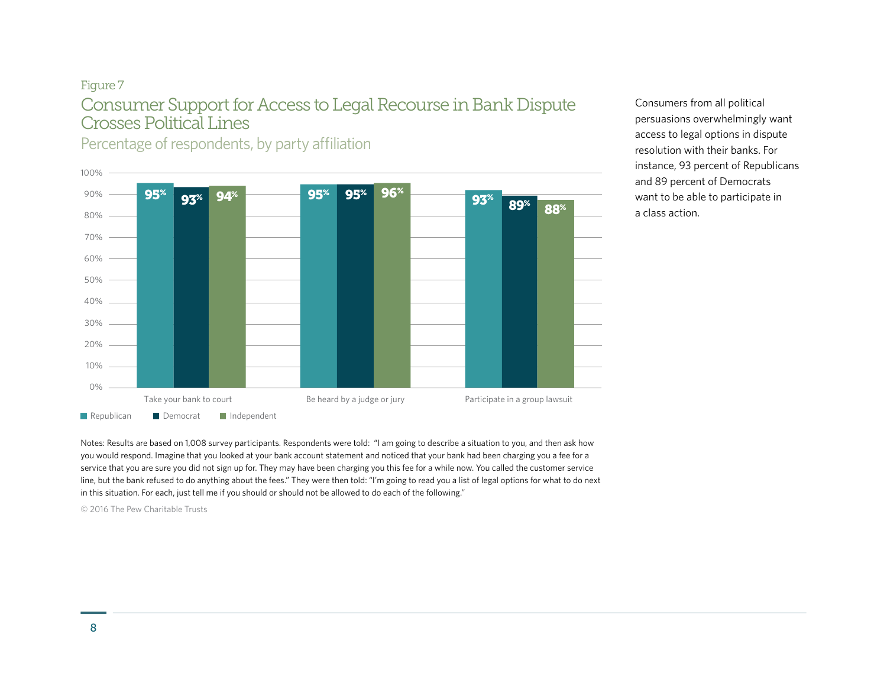Figure 7

## Consumer Support for Access to Legal Recourse in Bank Dispute Crosses Political Lines

Percentage of respondents, by party affiliation

| | Republican | Democrat | Independent |
|---|---|---|---|
| Take your bank to court | 95% | 93% | 94% |
| Be heard by a judge or jury | 95% | 95% | 96% |
| Participate in a group lawsuit | 93% | 89% | 88% |

Notes: Results are based on 1,008 survey participants. Respondents were told: "I am going to describe a situation to you, and then ask how you would respond. Imagine that you looked at your bank account statement and noticed that your bank had been charging you a fee for a service that you are sure you did not sign up for. They may have been charging you this fee for a while now. You called the customer service line, but the bank refused to do anything about the fees." They were then told: "I'm going to read you a list of legal options for what to do next in this situation. For each, just tell me if you should or should not be allowed to do each of the following."

© 2016 The Pew Charitable Trusts

Consumers from all political persuasions overwhelmingly want access to legal options in dispute resolution with their banks. For instance, 93 percent of Republicans and 89 percent of Democrats want to be able to participate in a class action.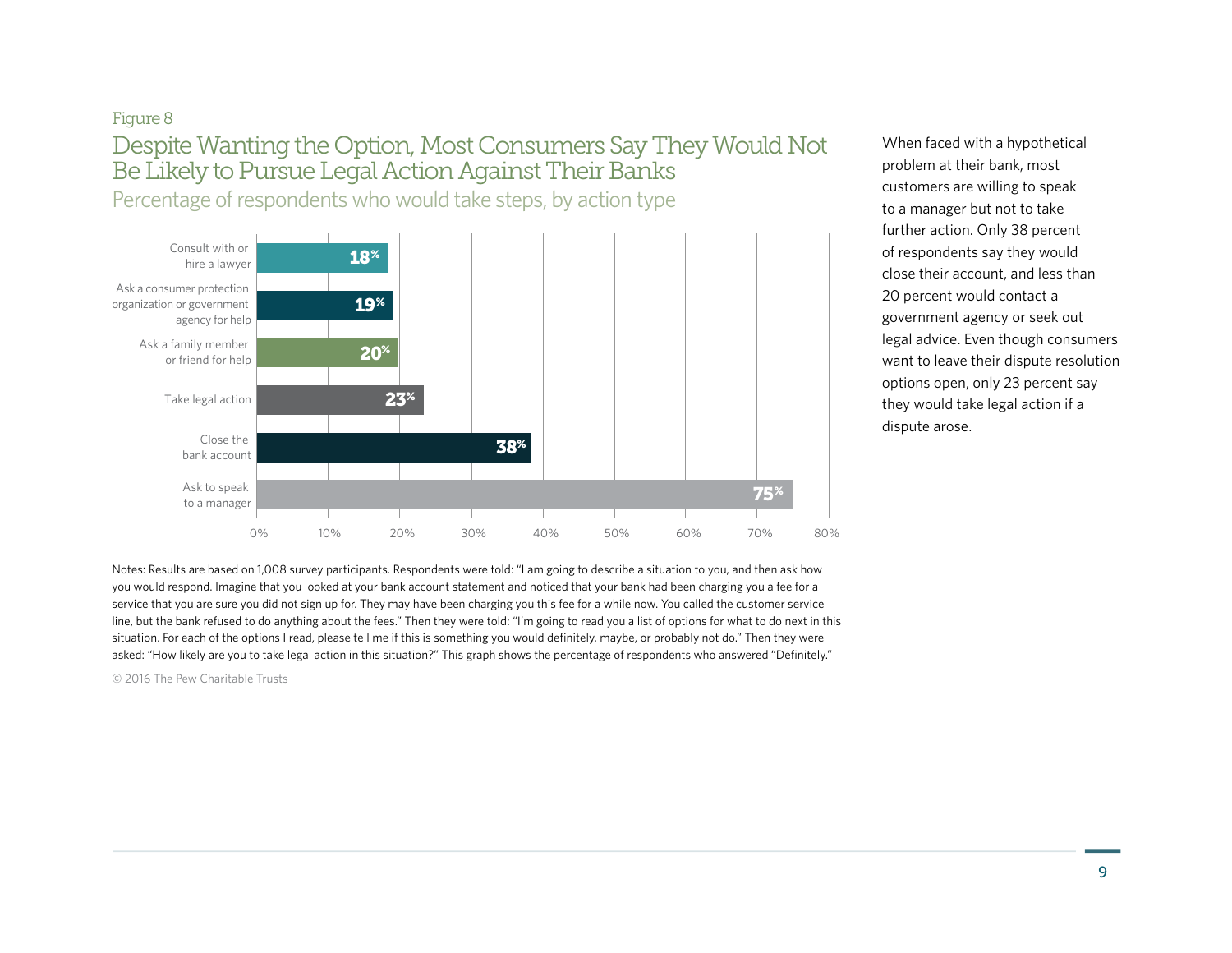Figure 8

## Despite Wanting the Option, Most Consumers Say They Would Not Be Likely to Pursue Legal Action Against Their Banks

Percentage of respondents who would take steps, by action type

| Action | Percentage |
| --- | --- |
| Consult with or hire a lawyer | 18% |
| Ask a consumer protection organization or government agency for help | 19% |
| Ask a family member or friend for help | 20% |
| Take legal action | 23% |
| Close the bank account | 38% |
| Ask to speak to a manager | 75% |

Notes: Results are based on 1,008 survey participants. Respondents were told: "I am going to describe a situation to you, and then ask how you would respond. Imagine that you looked at your bank account statement and noticed that your bank had been charging you a fee for a service that you are sure you did not sign up for. They may have been charging you this fee for a while now. You called the customer service line, but the bank refused to do anything about the fees." Then they were told: "I'm going to read you a list of options for what to do next in this situation. For each of the options I read, please tell me if this is something you would definitely, maybe, or probably not do." Then they were asked: "How likely are you to take legal action in this situation?" This graph shows the percentage of respondents who answered "Definitely."

© 2016 The Pew Charitable Trusts

When faced with a hypothetical problem at their bank, most customers are willing to speak to a manager but not to take further action. Only 38 percent of respondents say they would close their account, and less than 20 percent would contact a government agency or seek out legal advice. Even though consumers want to leave their dispute resolution options open, only 23 percent say they would take legal action if a dispute arose.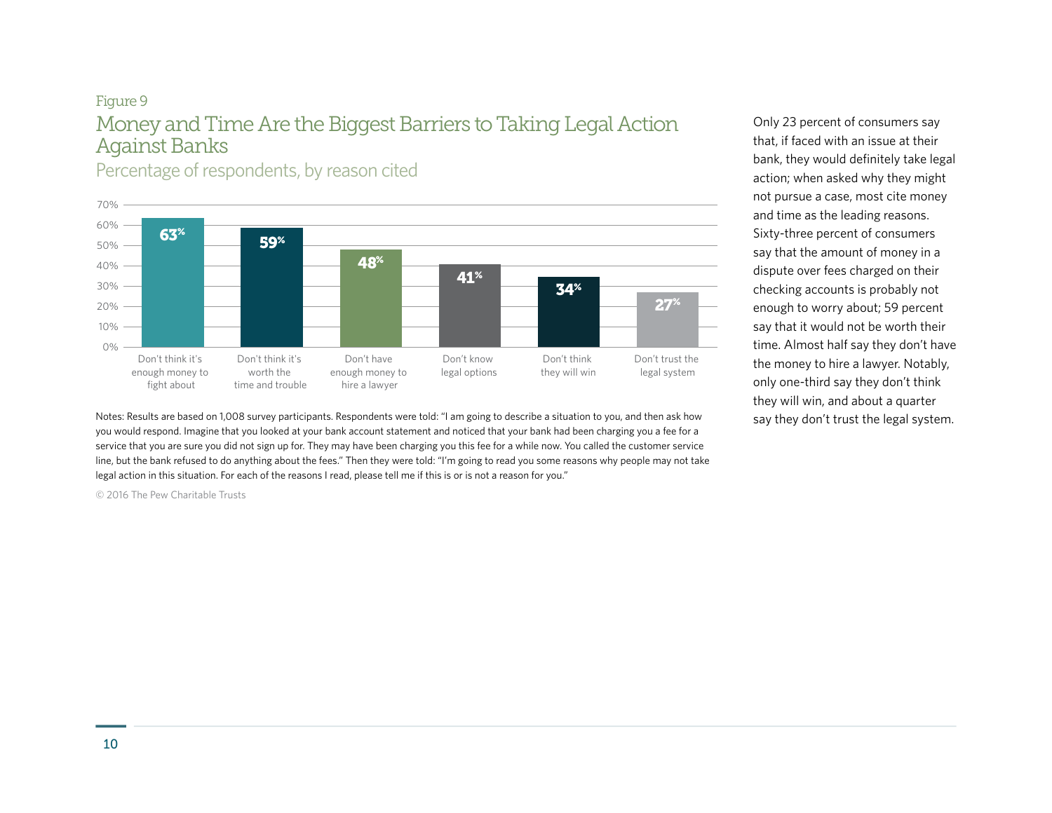Figure 9

## Money and Time Are the Biggest Barriers to Taking Legal Action Against Banks

Percentage of respondents, by reason cited

| Reason | Percentage |
|---|---|
| Don't think it's enough money to fight about | 63% |
| Don't think it's worth the time and trouble | 59% |
| Don't have enough money to hire a lawyer | 48% |
| Don't know legal options | 41% |
| Don't think they will win | 34% |
| Don't trust the legal system | 27% |

Notes: Results are based on 1,008 survey participants. Respondents were told: "I am going to describe a situation to you, and then ask how you would respond. Imagine that you looked at your bank account statement and noticed that your bank had been charging you a fee for a service that you are sure you did not sign up for. They may have been charging you this fee for a while now. You called the customer service line, but the bank refused to do anything about the fees." Then they were told: "I'm going to read you some reasons why people may not take legal action in this situation. For each of the reasons I read, please tell me if this is or is not a reason for you."

© 2016 The Pew Charitable Trusts

Only 23 percent of consumers say that, if faced with an issue at their bank, they would definitely take legal action; when asked why they might not pursue a case, most cite money and time as the leading reasons. Sixty-three percent of consumers say that the amount of money in a dispute over fees charged on their checking accounts is probably not enough to worry about; 59 percent say that it would not be worth their time. Almost half say they don't have the money to hire a lawyer. Notably, only one-third say they don't think they will win, and about a quarter say they don't trust the legal system.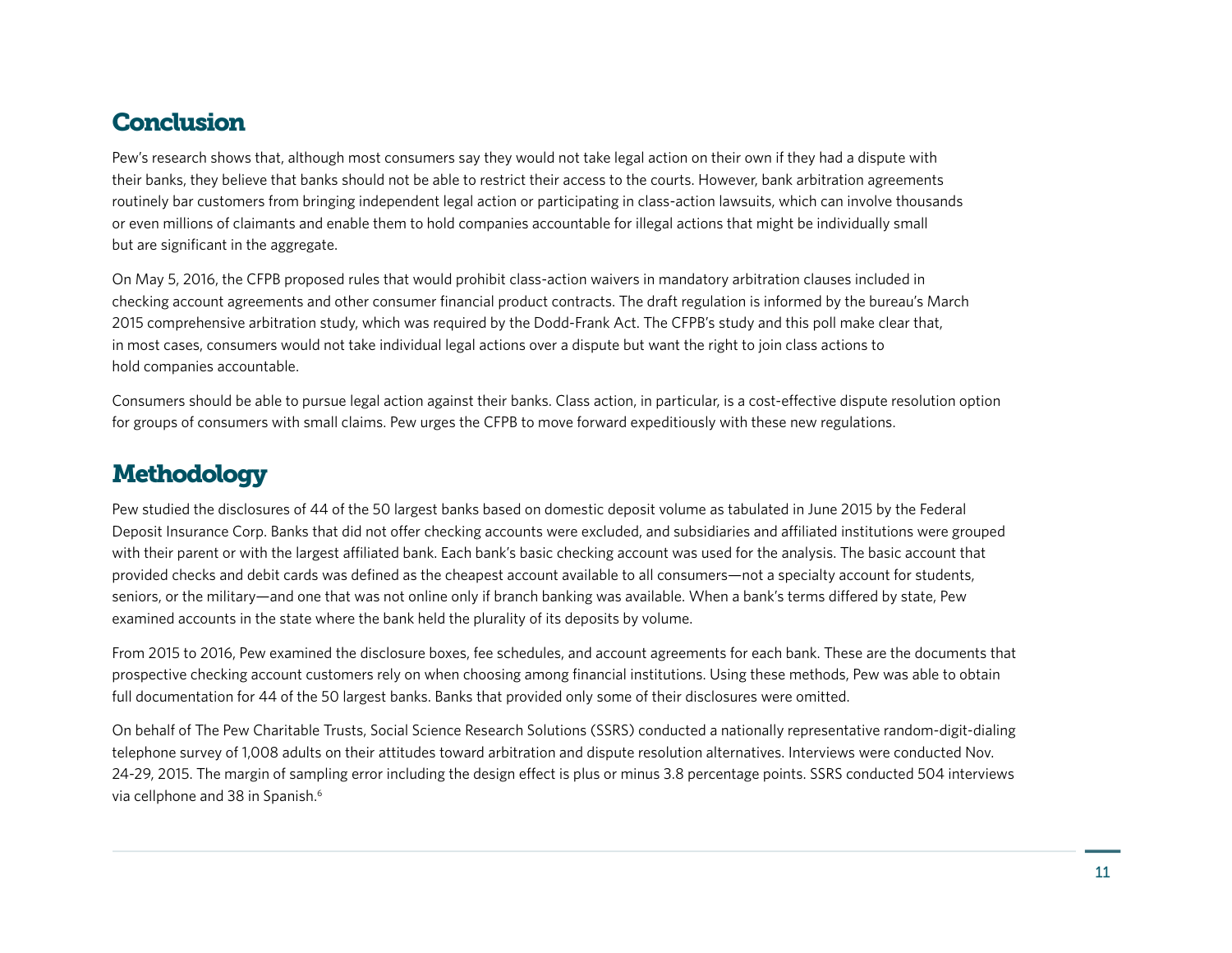## Conclusion

Pew's research shows that, although most consumers say they would not take legal action on their own if they had a dispute with their banks, they believe that banks should not be able to restrict their access to the courts. However, bank arbitration agreements routinely bar customers from bringing independent legal action or participating in class-action lawsuits, which can involve thousands or even millions of claimants and enable them to hold companies accountable for illegal actions that might be individually small but are significant in the aggregate.

On May 5, 2016, the CFPB proposed rules that would prohibit class-action waivers in mandatory arbitration clauses included in checking account agreements and other consumer financial product contracts. The draft regulation is informed by the bureau's March 2015 comprehensive arbitration study, which was required by the Dodd-Frank Act. The CFPB's study and this poll make clear that, in most cases, consumers would not take individual legal actions over a dispute but want the right to join class actions to hold companies accountable.

Consumers should be able to pursue legal action against their banks. Class action, in particular, is a cost-effective dispute resolution option for groups of consumers with small claims. Pew urges the CFPB to move forward expeditiously with these new regulations.

## Methodology

Pew studied the disclosures of 44 of the 50 largest banks based on domestic deposit volume as tabulated in June 2015 by the Federal Deposit Insurance Corp. Banks that did not offer checking accounts were excluded, and subsidiaries and affiliated institutions were grouped with their parent or with the largest affiliated bank. Each bank's basic checking account was used for the analysis. The basic account that provided checks and debit cards was defined as the cheapest account available to all consumers—not a specialty account for students, seniors, or the military—and one that was not online only if branch banking was available. When a bank's terms differed by state, Pew examined accounts in the state where the bank held the plurality of its deposits by volume.

From 2015 to 2016, Pew examined the disclosure boxes, fee schedules, and account agreements for each bank. These are the documents that prospective checking account customers rely on when choosing among financial institutions. Using these methods, Pew was able to obtain full documentation for 44 of the 50 largest banks. Banks that provided only some of their disclosures were omitted.

On behalf of The Pew Charitable Trusts, Social Science Research Solutions (SSRS) conducted a nationally representative random-digit-dialing telephone survey of 1,008 adults on their attitudes toward arbitration and dispute resolution alternatives. Interviews were conducted Nov. 24-29, 2015. The margin of sampling error including the design effect is plus or minus 3.8 percentage points. SSRS conducted 504 interviews via cellphone and 38 in Spanish.[6]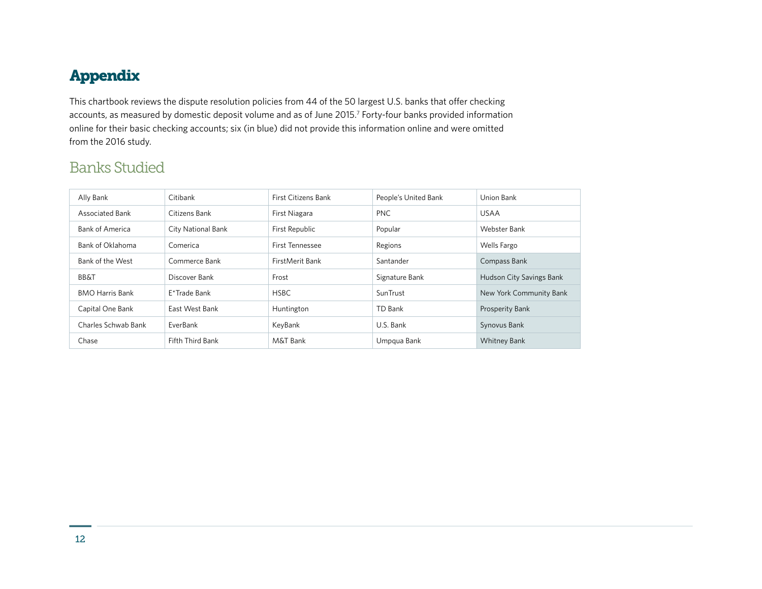# Appendix

This chartbook reviews the dispute resolution policies from 44 of the 50 largest U.S. banks that offer checking accounts, as measured by domestic deposit volume and as of June 2015.[7] Forty-four banks provided information online for their basic checking accounts; six (in blue) did not provide this information online and were omitted from the 2016 study.

## Banks Studied

| | | | | |
|---|---|---|---|---|
| Ally Bank | Citibank | First Citizens Bank | People's United Bank | Union Bank |
| Associated Bank | Citizens Bank | First Niagara | PNC | USAA |
| Bank of America | City National Bank | First Republic | Popular | Webster Bank |
| Bank of Oklahoma | Comerica | First Tennessee | Regions | Wells Fargo |
| Bank of the West | Commerce Bank | FirstMerit Bank | Santander | Compass Bank |
| BB&T | Discover Bank | Frost | Signature Bank | Hudson City Savings Bank |
| BMO Harris Bank | E*Trade Bank | HSBC | SunTrust | New York Community Bank |
| Capital One Bank | East West Bank | Huntington | TD Bank | Prosperity Bank |
| Charles Schwab Bank | EverBank | KeyBank | U.S. Bank | Synovus Bank |
| Chase | Fifth Third Bank | M&T Bank | Umpqua Bank | Whitney Bank |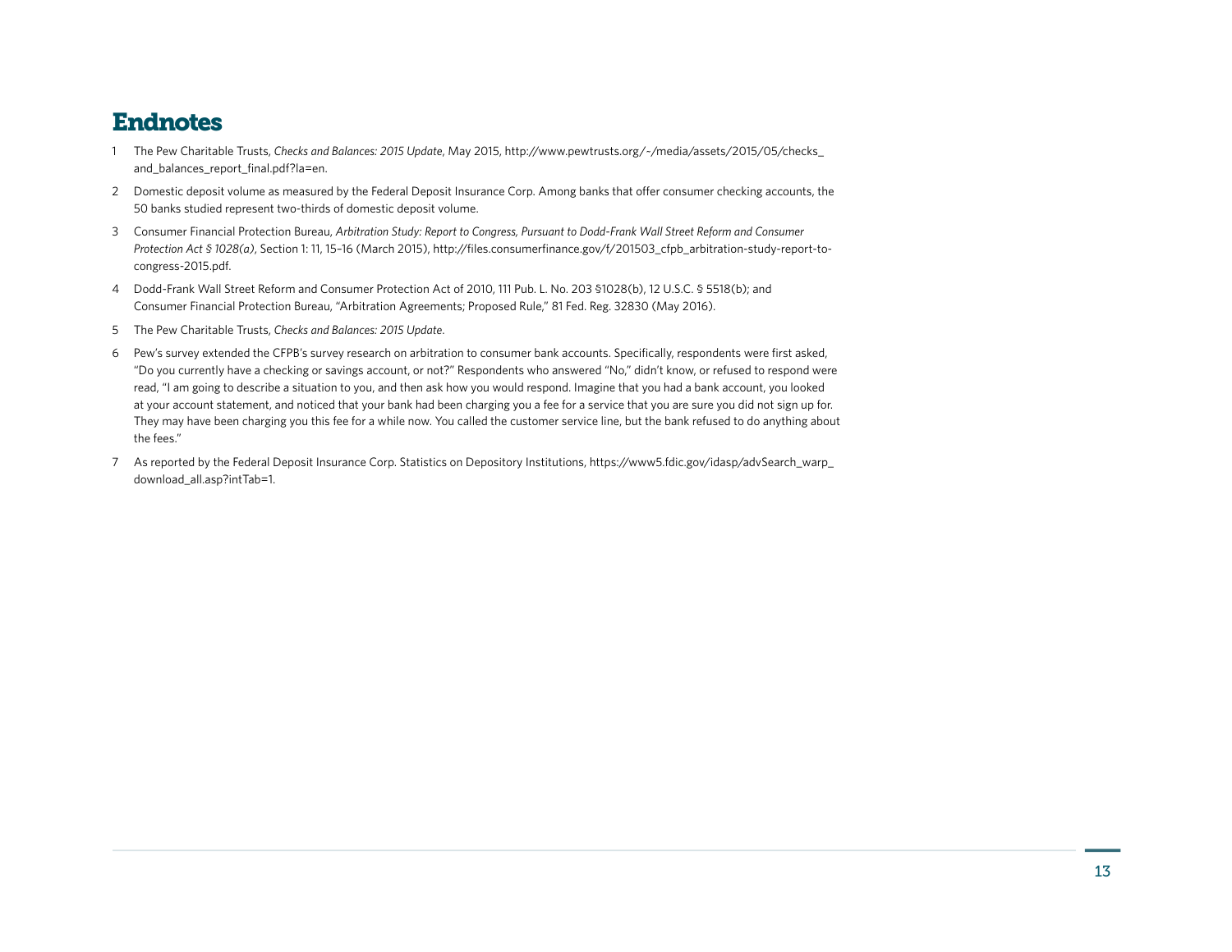# Endnotes

1. The Pew Charitable Trusts, *Checks and Balances: 2015 Update*, May 2015, http://www.pewtrusts.org/~/media/assets/2015/05/checks_and_balances_report_final.pdf?la=en.
2. Domestic deposit volume as measured by the Federal Deposit Insurance Corp. Among banks that offer consumer checking accounts, the 50 banks studied represent two-thirds of domestic deposit volume.
3. Consumer Financial Protection Bureau, *Arbitration Study: Report to Congress, Pursuant to Dodd-Frank Wall Street Reform and Consumer Protection Act § 1028(a)*, Section 1: 11, 15–16 (March 2015), http://files.consumerfinance.gov/f/201503_cfpb_arbitration-study-report-to-congress-2015.pdf.
4. Dodd-Frank Wall Street Reform and Consumer Protection Act of 2010, 111 Pub. L. No. 203 §1028(b), 12 U.S.C. § 5518(b); and Consumer Financial Protection Bureau, "Arbitration Agreements; Proposed Rule," 81 Fed. Reg. 32830 (May 2016).
5. The Pew Charitable Trusts, *Checks and Balances: 2015 Update*.
6. Pew's survey extended the CFPB's survey research on arbitration to consumer bank accounts. Specifically, respondents were first asked, "Do you currently have a checking or savings account, or not?" Respondents who answered "No," didn't know, or refused to respond were read, "I am going to describe a situation to you, and then ask how you would respond. Imagine that you had a bank account, you looked at your account statement, and noticed that your bank had been charging you a fee for a service that you are sure you did not sign up for. They may have been charging you this fee for a while now. You called the customer service line, but the bank refused to do anything about the fees."
7. As reported by the Federal Deposit Insurance Corp. Statistics on Depository Institutions, https://www5.fdic.gov/idasp/advSearch_warp_download_all.asp?intTab=1.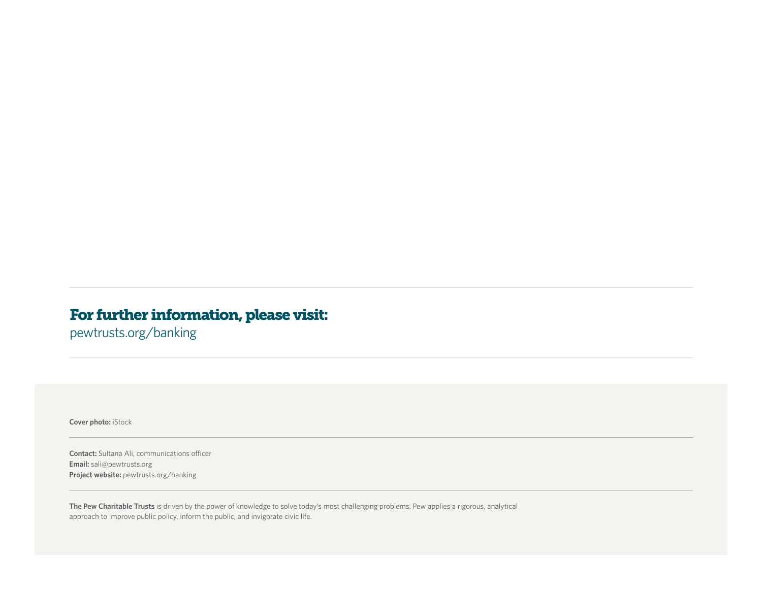## For further information, please visit:

pewtrusts.org/banking

---

**Cover photo:** iStock

---

**Contact:** Sultana Ali, communications officer  
**Email:** sali@pewtrusts.org  
**Project website:** pewtrusts.org/banking

---

**The Pew Charitable Trusts** is driven by the power of knowledge to solve today's most challenging problems. Pew applies a rigorous, analytical approach to improve public policy, inform the public, and invigorate civic life.